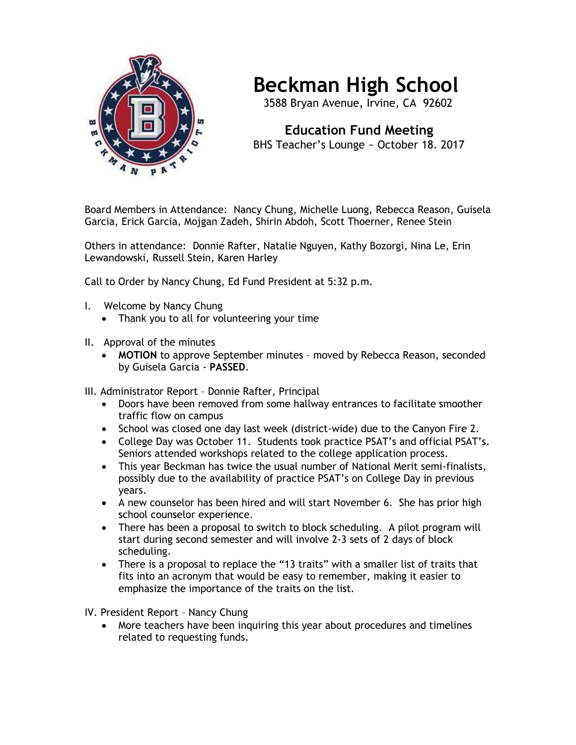# Beckman High School

3588 Bryan Avenue, Irvine, CA 92602

## Education Fund Meeting

BHS Teacher's Lounge ~ October 18. 2017

Board Members in Attendance: Nancy Chung, Michelle Luong, Rebecca Reason, Guisela Garcia, Erick Garcia, Mojgan Zadeh, Shirin Abdoh, Scott Thoerner, Renee Stein

Others in attendance: Donnie Rafter, Natalie Nguyen, Kathy Bozorgi, Nina Le, Erin Lewandowski, Russell Stein, Karen Harley

Call to Order by Nancy Chung, Ed Fund President at 5:32 p.m.

I. Welcome by Nancy Chung
   - Thank you to all for volunteering your time

II. Approval of the minutes
   - **MOTION** to approve September minutes – moved by Rebecca Reason, seconded by Guisela Garcia - **PASSED**.

III. Administrator Report – Donnie Rafter, Principal
   - Doors have been removed from some hallway entrances to facilitate smoother traffic flow on campus
   - School was closed one day last week (district-wide) due to the Canyon Fire 2.
   - College Day was October 11. Students took practice PSAT's and official PSAT's. Seniors attended workshops related to the college application process.
   - This year Beckman has twice the usual number of National Merit semi-finalists, possibly due to the availability of practice PSAT's on College Day in previous years.
   - A new counselor has been hired and will start November 6. She has prior high school counselor experience.
   - There has been a proposal to switch to block scheduling. A pilot program will start during second semester and will involve 2-3 sets of 2 days of block scheduling.
   - There is a proposal to replace the "13 traits" with a smaller list of traits that fits into an acronym that would be easy to remember, making it easier to emphasize the importance of the traits on the list.

IV. President Report – Nancy Chung
   - More teachers have been inquiring this year about procedures and timelines related to requesting funds.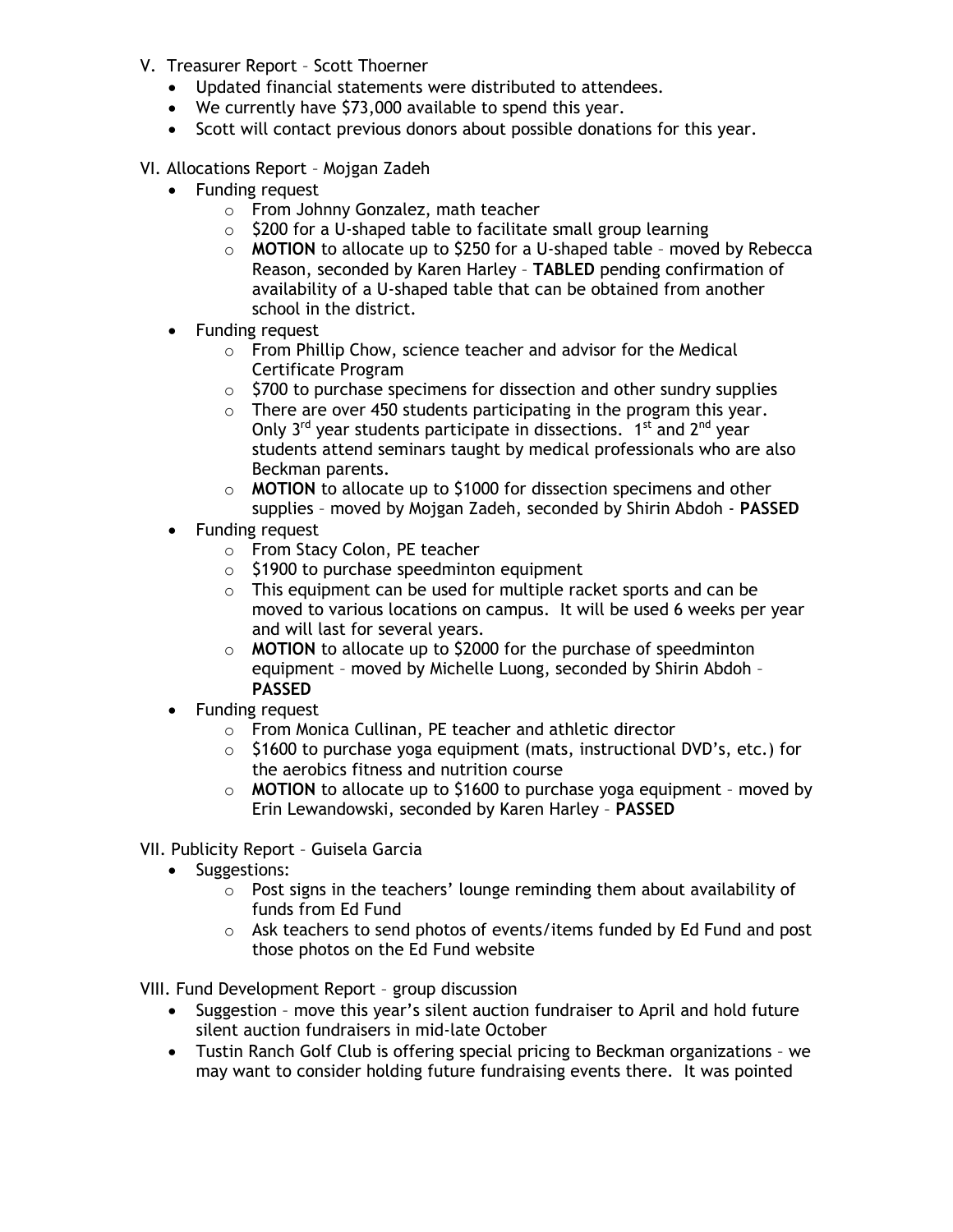V. Treasurer Report – Scott Thoerner

- Updated financial statements were distributed to attendees.
- We currently have $73,000 available to spend this year.
- Scott will contact previous donors about possible donations for this year.

VI. Allocations Report – Mojgan Zadeh

- Funding request
  - From Johnny Gonzalez, math teacher
  - $200 for a U-shaped table to facilitate small group learning
  - **MOTION** to allocate up to $250 for a U-shaped table – moved by Rebecca Reason, seconded by Karen Harley – **TABLED** pending confirmation of availability of a U-shaped table that can be obtained from another school in the district.
- Funding request
  - From Phillip Chow, science teacher and advisor for the Medical Certificate Program
  - $700 to purchase specimens for dissection and other sundry supplies
  - There are over 450 students participating in the program this year. Only 3rd year students participate in dissections. 1st and 2nd year students attend seminars taught by medical professionals who are also Beckman parents.
  - **MOTION** to allocate up to $1000 for dissection specimens and other supplies – moved by Mojgan Zadeh, seconded by Shirin Abdoh - **PASSED**
- Funding request
  - From Stacy Colon, PE teacher
  - $1900 to purchase speedminton equipment
  - This equipment can be used for multiple racket sports and can be moved to various locations on campus. It will be used 6 weeks per year and will last for several years.
  - **MOTION** to allocate up to $2000 for the purchase of speedminton equipment – moved by Michelle Luong, seconded by Shirin Abdoh – **PASSED**
- Funding request
  - From Monica Cullinan, PE teacher and athletic director
  - $1600 to purchase yoga equipment (mats, instructional DVD's, etc.) for the aerobics fitness and nutrition course
  - **MOTION** to allocate up to $1600 to purchase yoga equipment – moved by Erin Lewandowski, seconded by Karen Harley – **PASSED**

VII. Publicity Report – Guisela Garcia

- Suggestions:
  - Post signs in the teachers' lounge reminding them about availability of funds from Ed Fund
  - Ask teachers to send photos of events/items funded by Ed Fund and post those photos on the Ed Fund website

VIII. Fund Development Report – group discussion

- Suggestion – move this year's silent auction fundraiser to April and hold future silent auction fundraisers in mid-late October
- Tustin Ranch Golf Club is offering special pricing to Beckman organizations – we may want to consider holding future fundraising events there. It was pointed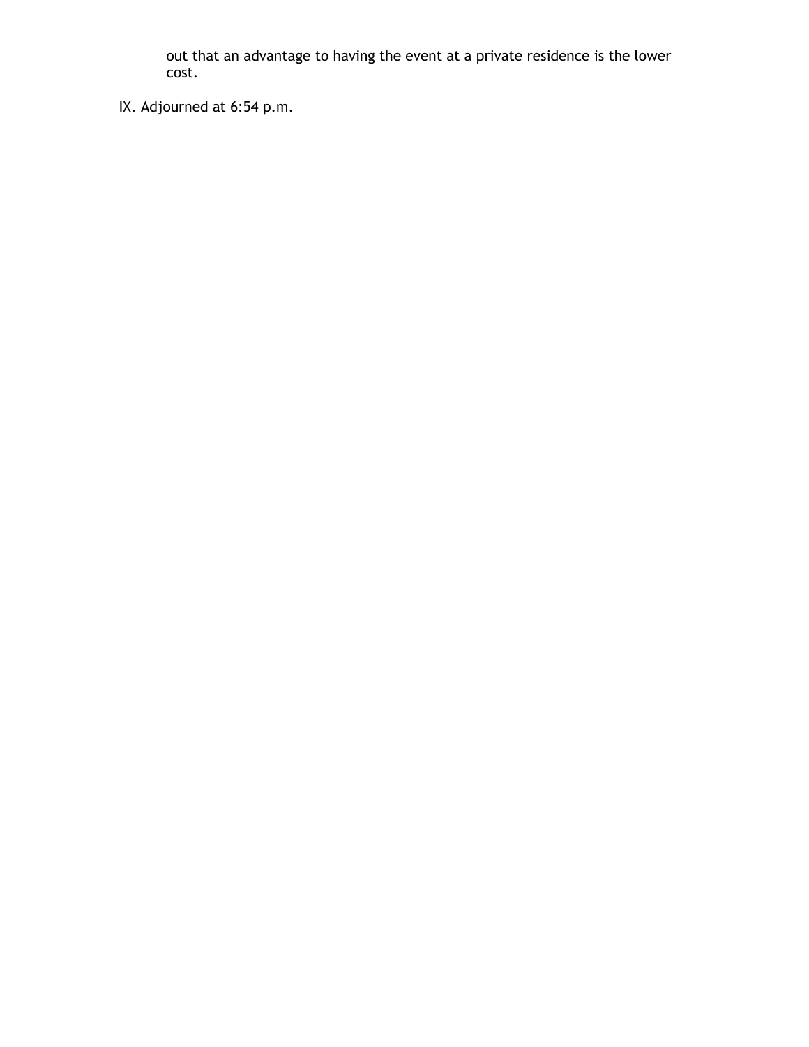out that an advantage to having the event at a private residence is the lower cost.

IX. Adjourned at 6:54 p.m.